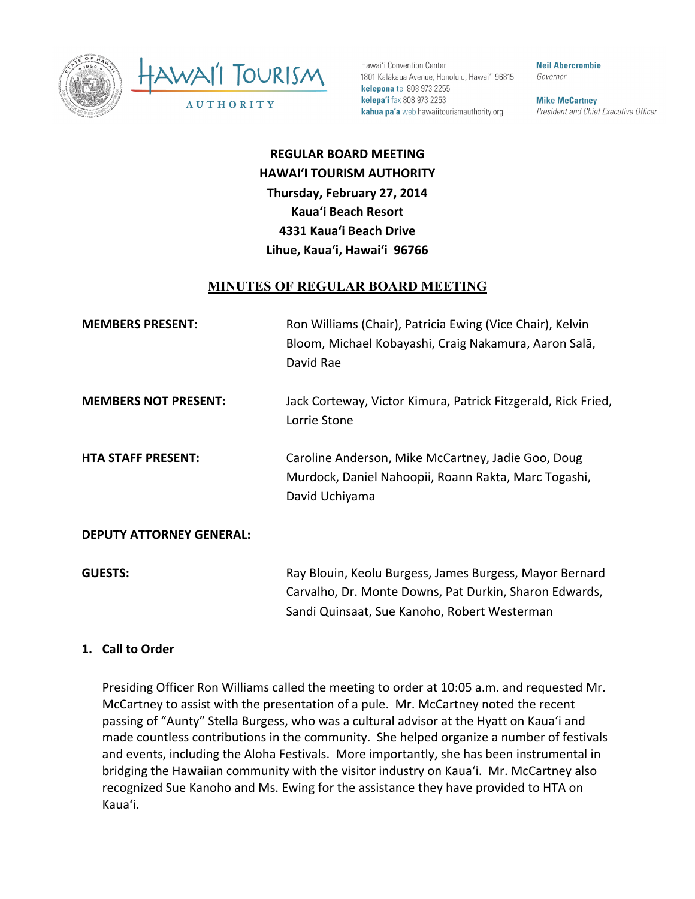Hawaiʻi Convention Center
1801 Kalākaua Avenue, Honolulu, Hawaiʻi 96815
**kelepona** tel 808 973 2255
**kelepaʻi** fax 808 973 2253
**kahua paʻa** web hawaiitourismauthority.org

**Neil Abercrombie**
*Governor*

**Mike McCartney**
*President and Chief Executive Officer*

**REGULAR BOARD MEETING**
**HAWAIʻI TOURISM AUTHORITY**
**Thursday, February 27, 2014**
**Kauaʻi Beach Resort**
**4331 Kauaʻi Beach Drive**
**Lihue, Kauaʻi, Hawaiʻi 96766**

# MINUTES OF REGULAR BOARD MEETING

**MEMBERS PRESENT:** Ron Williams (Chair), Patricia Ewing (Vice Chair), Kelvin Bloom, Michael Kobayashi, Craig Nakamura, Aaron Salā, David Rae

**MEMBERS NOT PRESENT:** Jack Corteway, Victor Kimura, Patrick Fitzgerald, Rick Fried, Lorrie Stone

**HTA STAFF PRESENT:** Caroline Anderson, Mike McCartney, Jadie Goo, Doug Murdock, Daniel Nahoopii, Roann Rakta, Marc Togashi, David Uchiyama

**DEPUTY ATTORNEY GENERAL:**

**GUESTS:** Ray Blouin, Keolu Burgess, James Burgess, Mayor Bernard Carvalho, Dr. Monte Downs, Pat Durkin, Sharon Edwards, Sandi Quinsaat, Sue Kanoho, Robert Westerman

## 1. Call to Order

Presiding Officer Ron Williams called the meeting to order at 10:05 a.m. and requested Mr. McCartney to assist with the presentation of a pule. Mr. McCartney noted the recent passing of "Aunty" Stella Burgess, who was a cultural advisor at the Hyatt on Kauaʻi and made countless contributions in the community. She helped organize a number of festivals and events, including the Aloha Festivals. More importantly, she has been instrumental in bridging the Hawaiian community with the visitor industry on Kauaʻi. Mr. McCartney also recognized Sue Kanoho and Ms. Ewing for the assistance they have provided to HTA on Kauaʻi.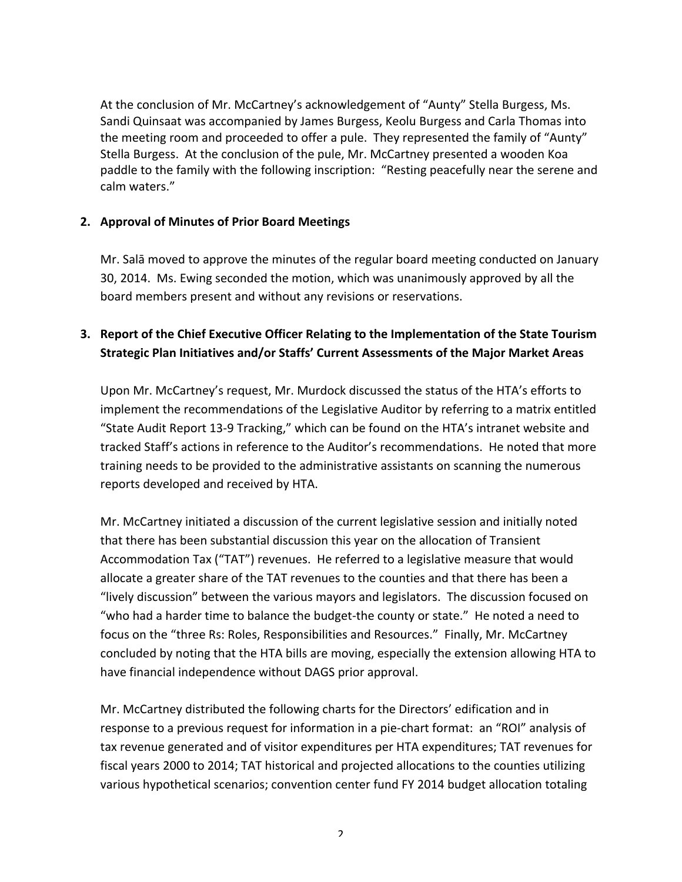At the conclusion of Mr. McCartney's acknowledgement of "Aunty" Stella Burgess, Ms. Sandi Quinsaat was accompanied by James Burgess, Keolu Burgess and Carla Thomas into the meeting room and proceeded to offer a pule. They represented the family of "Aunty" Stella Burgess. At the conclusion of the pule, Mr. McCartney presented a wooden Koa paddle to the family with the following inscription: "Resting peacefully near the serene and calm waters."

**2. Approval of Minutes of Prior Board Meetings**

Mr. Salā moved to approve the minutes of the regular board meeting conducted on January 30, 2014. Ms. Ewing seconded the motion, which was unanimously approved by all the board members present and without any revisions or reservations.

**3. Report of the Chief Executive Officer Relating to the Implementation of the State Tourism Strategic Plan Initiatives and/or Staffs' Current Assessments of the Major Market Areas**

Upon Mr. McCartney's request, Mr. Murdock discussed the status of the HTA's efforts to implement the recommendations of the Legislative Auditor by referring to a matrix entitled "State Audit Report 13-9 Tracking," which can be found on the HTA's intranet website and tracked Staff's actions in reference to the Auditor's recommendations. He noted that more training needs to be provided to the administrative assistants on scanning the numerous reports developed and received by HTA.

Mr. McCartney initiated a discussion of the current legislative session and initially noted that there has been substantial discussion this year on the allocation of Transient Accommodation Tax ("TAT") revenues. He referred to a legislative measure that would allocate a greater share of the TAT revenues to the counties and that there has been a "lively discussion" between the various mayors and legislators. The discussion focused on "who had a harder time to balance the budget-the county or state." He noted a need to focus on the "three Rs: Roles, Responsibilities and Resources." Finally, Mr. McCartney concluded by noting that the HTA bills are moving, especially the extension allowing HTA to have financial independence without DAGS prior approval.

Mr. McCartney distributed the following charts for the Directors' edification and in response to a previous request for information in a pie-chart format: an "ROI" analysis of tax revenue generated and of visitor expenditures per HTA expenditures; TAT revenues for fiscal years 2000 to 2014; TAT historical and projected allocations to the counties utilizing various hypothetical scenarios; convention center fund FY 2014 budget allocation totaling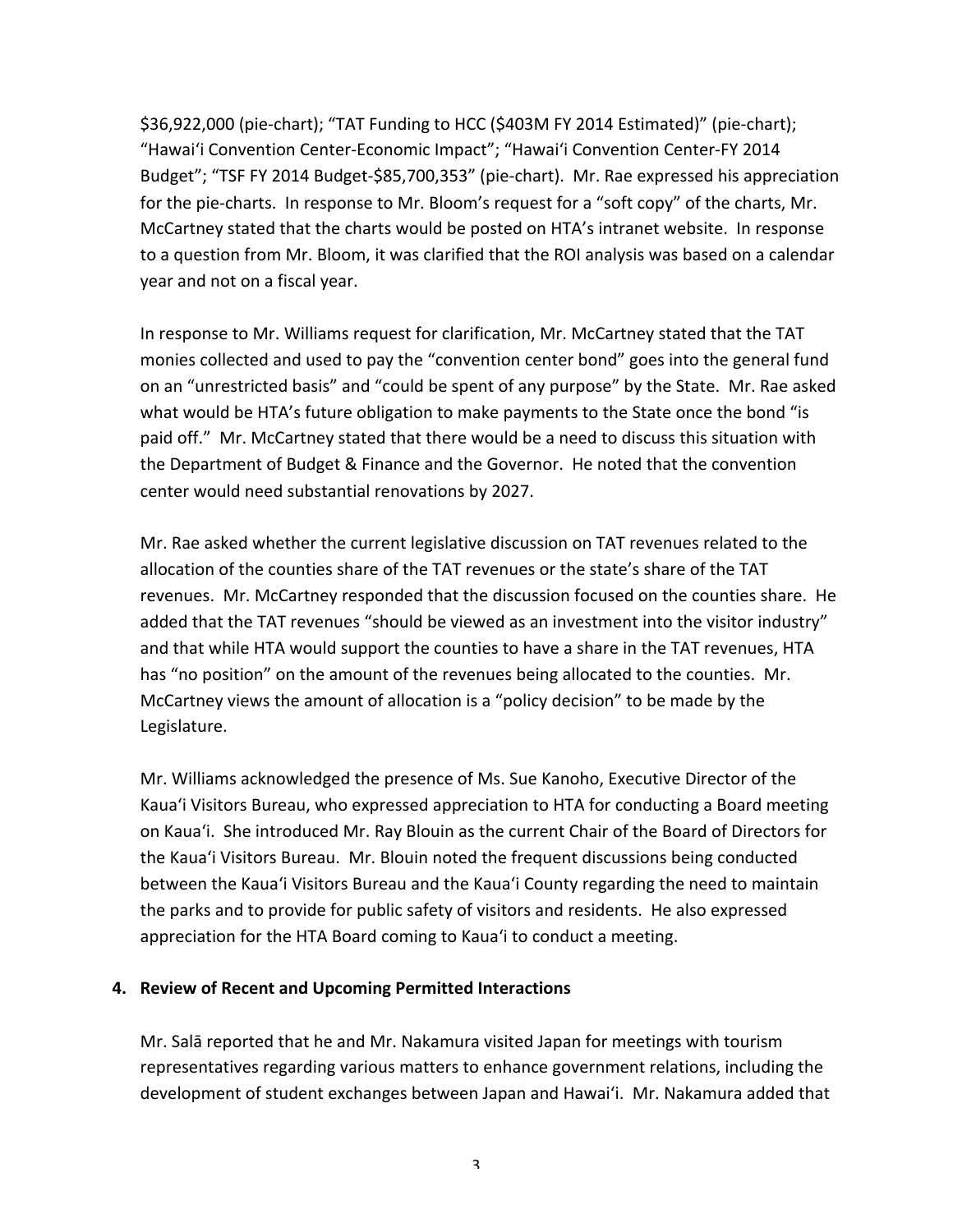$36,922,000 (pie-chart); "TAT Funding to HCC ($403M FY 2014 Estimated)" (pie-chart); "Hawai'i Convention Center-Economic Impact"; "Hawai'i Convention Center-FY 2014 Budget"; "TSF FY 2014 Budget-$85,700,353" (pie-chart). Mr. Rae expressed his appreciation for the pie-charts. In response to Mr. Bloom's request for a "soft copy" of the charts, Mr. McCartney stated that the charts would be posted on HTA's intranet website. In response to a question from Mr. Bloom, it was clarified that the ROI analysis was based on a calendar year and not on a fiscal year.

In response to Mr. Williams request for clarification, Mr. McCartney stated that the TAT monies collected and used to pay the "convention center bond" goes into the general fund on an "unrestricted basis" and "could be spent of any purpose" by the State. Mr. Rae asked what would be HTA's future obligation to make payments to the State once the bond "is paid off." Mr. McCartney stated that there would be a need to discuss this situation with the Department of Budget & Finance and the Governor. He noted that the convention center would need substantial renovations by 2027.

Mr. Rae asked whether the current legislative discussion on TAT revenues related to the allocation of the counties share of the TAT revenues or the state's share of the TAT revenues. Mr. McCartney responded that the discussion focused on the counties share. He added that the TAT revenues "should be viewed as an investment into the visitor industry" and that while HTA would support the counties to have a share in the TAT revenues, HTA has "no position" on the amount of the revenues being allocated to the counties. Mr. McCartney views the amount of allocation is a "policy decision" to be made by the Legislature.

Mr. Williams acknowledged the presence of Ms. Sue Kanoho, Executive Director of the Kaua'i Visitors Bureau, who expressed appreciation to HTA for conducting a Board meeting on Kaua'i. She introduced Mr. Ray Blouin as the current Chair of the Board of Directors for the Kaua'i Visitors Bureau. Mr. Blouin noted the frequent discussions being conducted between the Kaua'i Visitors Bureau and the Kaua'i County regarding the need to maintain the parks and to provide for public safety of visitors and residents. He also expressed appreciation for the HTA Board coming to Kaua'i to conduct a meeting.

**4. Review of Recent and Upcoming Permitted Interactions**

Mr. Salā reported that he and Mr. Nakamura visited Japan for meetings with tourism representatives regarding various matters to enhance government relations, including the development of student exchanges between Japan and Hawai'i. Mr. Nakamura added that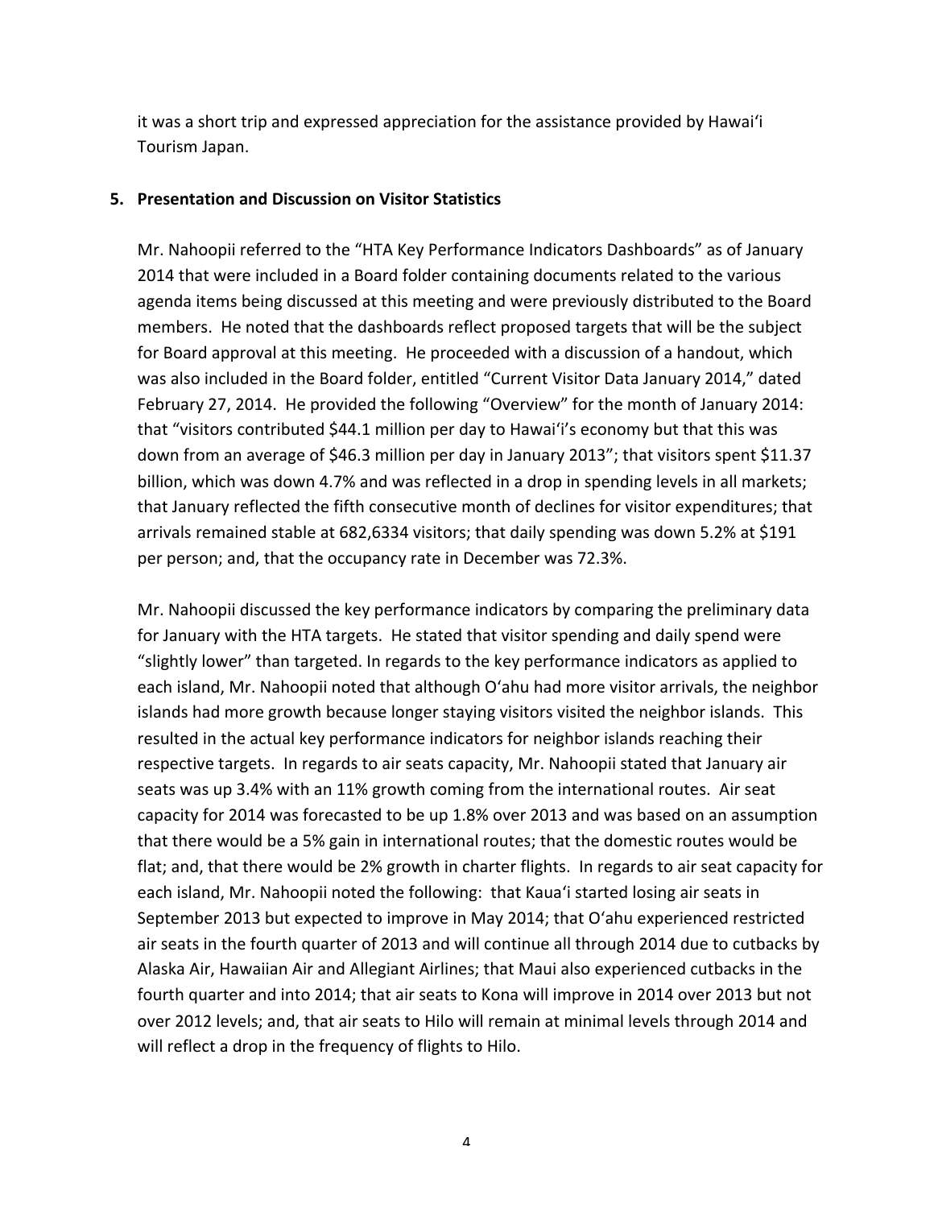it was a short trip and expressed appreciation for the assistance provided by Hawaiʻi Tourism Japan.

**5. Presentation and Discussion on Visitor Statistics**

Mr. Nahoopii referred to the "HTA Key Performance Indicators Dashboards" as of January 2014 that were included in a Board folder containing documents related to the various agenda items being discussed at this meeting and were previously distributed to the Board members. He noted that the dashboards reflect proposed targets that will be the subject for Board approval at this meeting. He proceeded with a discussion of a handout, which was also included in the Board folder, entitled "Current Visitor Data January 2014," dated February 27, 2014. He provided the following "Overview" for the month of January 2014: that "visitors contributed $44.1 million per day to Hawaiʻi's economy but that this was down from an average of $46.3 million per day in January 2013"; that visitors spent $11.37 billion, which was down 4.7% and was reflected in a drop in spending levels in all markets; that January reflected the fifth consecutive month of declines for visitor expenditures; that arrivals remained stable at 682,6334 visitors; that daily spending was down 5.2% at $191 per person; and, that the occupancy rate in December was 72.3%.

Mr. Nahoopii discussed the key performance indicators by comparing the preliminary data for January with the HTA targets. He stated that visitor spending and daily spend were "slightly lower" than targeted. In regards to the key performance indicators as applied to each island, Mr. Nahoopii noted that although Oʻahu had more visitor arrivals, the neighbor islands had more growth because longer staying visitors visited the neighbor islands. This resulted in the actual key performance indicators for neighbor islands reaching their respective targets. In regards to air seats capacity, Mr. Nahoopii stated that January air seats was up 3.4% with an 11% growth coming from the international routes. Air seat capacity for 2014 was forecasted to be up 1.8% over 2013 and was based on an assumption that there would be a 5% gain in international routes; that the domestic routes would be flat; and, that there would be 2% growth in charter flights. In regards to air seat capacity for each island, Mr. Nahoopii noted the following: that Kauaʻi started losing air seats in September 2013 but expected to improve in May 2014; that Oʻahu experienced restricted air seats in the fourth quarter of 2013 and will continue all through 2014 due to cutbacks by Alaska Air, Hawaiian Air and Allegiant Airlines; that Maui also experienced cutbacks in the fourth quarter and into 2014; that air seats to Kona will improve in 2014 over 2013 but not over 2012 levels; and, that air seats to Hilo will remain at minimal levels through 2014 and will reflect a drop in the frequency of flights to Hilo.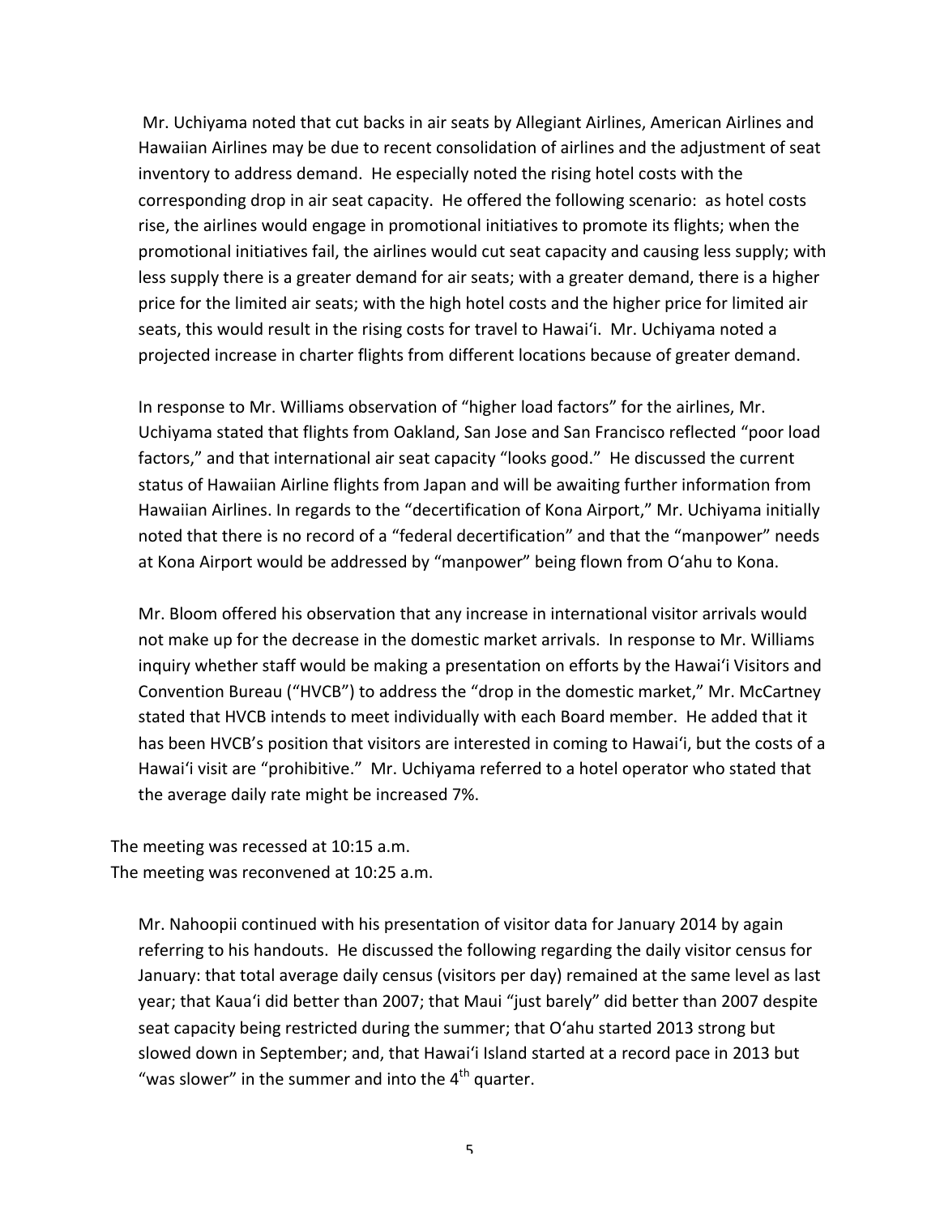Mr. Uchiyama noted that cut backs in air seats by Allegiant Airlines, American Airlines and Hawaiian Airlines may be due to recent consolidation of airlines and the adjustment of seat inventory to address demand. He especially noted the rising hotel costs with the corresponding drop in air seat capacity. He offered the following scenario: as hotel costs rise, the airlines would engage in promotional initiatives to promote its flights; when the promotional initiatives fail, the airlines would cut seat capacity and causing less supply; with less supply there is a greater demand for air seats; with a greater demand, there is a higher price for the limited air seats; with the high hotel costs and the higher price for limited air seats, this would result in the rising costs for travel to Hawaiʻi. Mr. Uchiyama noted a projected increase in charter flights from different locations because of greater demand.

In response to Mr. Williams observation of "higher load factors" for the airlines, Mr. Uchiyama stated that flights from Oakland, San Jose and San Francisco reflected "poor load factors," and that international air seat capacity "looks good." He discussed the current status of Hawaiian Airline flights from Japan and will be awaiting further information from Hawaiian Airlines. In regards to the "decertification of Kona Airport," Mr. Uchiyama initially noted that there is no record of a "federal decertification" and that the "manpower" needs at Kona Airport would be addressed by "manpower" being flown from Oʻahu to Kona.

Mr. Bloom offered his observation that any increase in international visitor arrivals would not make up for the decrease in the domestic market arrivals. In response to Mr. Williams inquiry whether staff would be making a presentation on efforts by the Hawaiʻi Visitors and Convention Bureau ("HVCB") to address the "drop in the domestic market," Mr. McCartney stated that HVCB intends to meet individually with each Board member. He added that it has been HVCB's position that visitors are interested in coming to Hawaiʻi, but the costs of a Hawaiʻi visit are "prohibitive." Mr. Uchiyama referred to a hotel operator who stated that the average daily rate might be increased 7%.

The meeting was recessed at 10:15 a.m.
The meeting was reconvened at 10:25 a.m.

Mr. Nahoopii continued with his presentation of visitor data for January 2014 by again referring to his handouts. He discussed the following regarding the daily visitor census for January: that total average daily census (visitors per day) remained at the same level as last year; that Kauaʻi did better than 2007; that Maui "just barely" did better than 2007 despite seat capacity being restricted during the summer; that Oʻahu started 2013 strong but slowed down in September; and, that Hawaiʻi Island started at a record pace in 2013 but "was slower" in the summer and into the 4th quarter.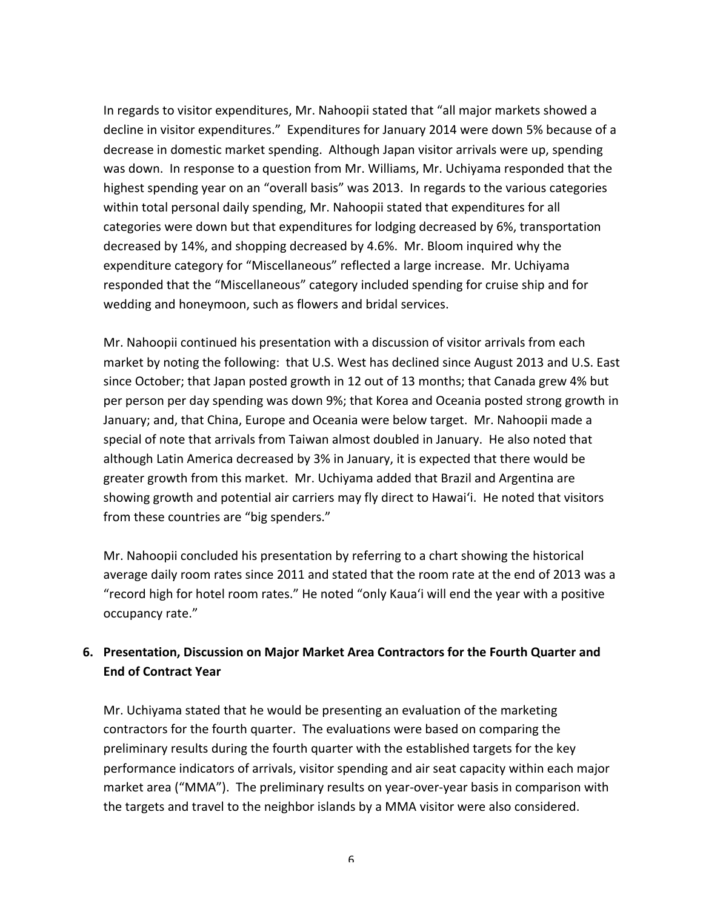In regards to visitor expenditures, Mr. Nahoopii stated that "all major markets showed a decline in visitor expenditures." Expenditures for January 2014 were down 5% because of a decrease in domestic market spending. Although Japan visitor arrivals were up, spending was down. In response to a question from Mr. Williams, Mr. Uchiyama responded that the highest spending year on an "overall basis" was 2013. In regards to the various categories within total personal daily spending, Mr. Nahoopii stated that expenditures for all categories were down but that expenditures for lodging decreased by 6%, transportation decreased by 14%, and shopping decreased by 4.6%. Mr. Bloom inquired why the expenditure category for "Miscellaneous" reflected a large increase. Mr. Uchiyama responded that the "Miscellaneous" category included spending for cruise ship and for wedding and honeymoon, such as flowers and bridal services.

Mr. Nahoopii continued his presentation with a discussion of visitor arrivals from each market by noting the following: that U.S. West has declined since August 2013 and U.S. East since October; that Japan posted growth in 12 out of 13 months; that Canada grew 4% but per person per day spending was down 9%; that Korea and Oceania posted strong growth in January; and, that China, Europe and Oceania were below target. Mr. Nahoopii made a special of note that arrivals from Taiwan almost doubled in January. He also noted that although Latin America decreased by 3% in January, it is expected that there would be greater growth from this market. Mr. Uchiyama added that Brazil and Argentina are showing growth and potential air carriers may fly direct to Hawaiʻi. He noted that visitors from these countries are "big spenders."

Mr. Nahoopii concluded his presentation by referring to a chart showing the historical average daily room rates since 2011 and stated that the room rate at the end of 2013 was a "record high for hotel room rates." He noted "only Kauaʻi will end the year with a positive occupancy rate."

**6. Presentation, Discussion on Major Market Area Contractors for the Fourth Quarter and End of Contract Year**

Mr. Uchiyama stated that he would be presenting an evaluation of the marketing contractors for the fourth quarter. The evaluations were based on comparing the preliminary results during the fourth quarter with the established targets for the key performance indicators of arrivals, visitor spending and air seat capacity within each major market area ("MMA"). The preliminary results on year-over-year basis in comparison with the targets and travel to the neighbor islands by a MMA visitor were also considered.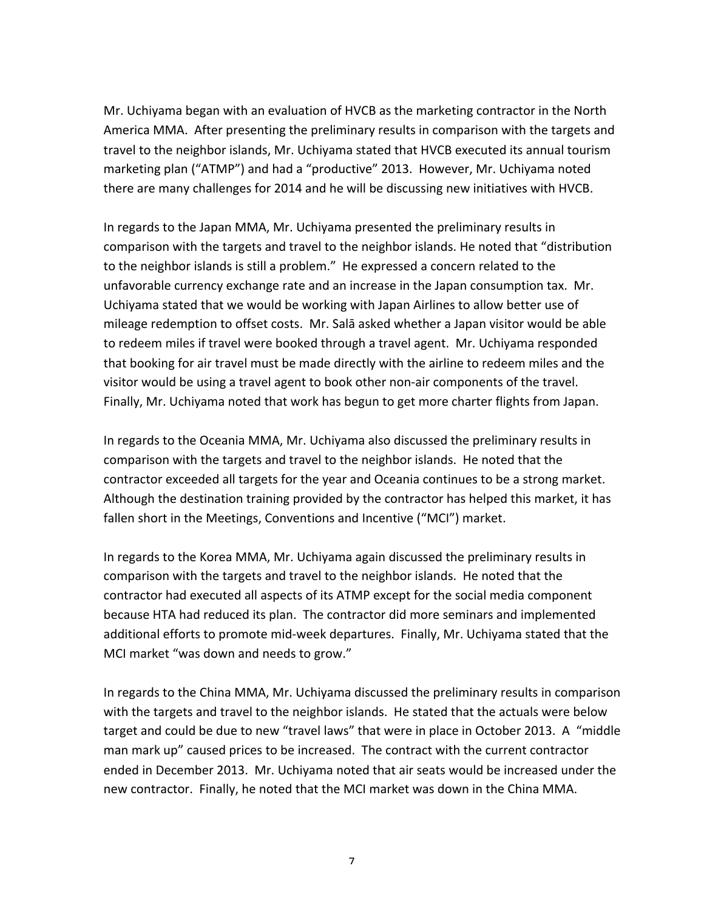Mr. Uchiyama began with an evaluation of HVCB as the marketing contractor in the North America MMA. After presenting the preliminary results in comparison with the targets and travel to the neighbor islands, Mr. Uchiyama stated that HVCB executed its annual tourism marketing plan ("ATMP") and had a "productive" 2013. However, Mr. Uchiyama noted there are many challenges for 2014 and he will be discussing new initiatives with HVCB.

In regards to the Japan MMA, Mr. Uchiyama presented the preliminary results in comparison with the targets and travel to the neighbor islands. He noted that "distribution to the neighbor islands is still a problem." He expressed a concern related to the unfavorable currency exchange rate and an increase in the Japan consumption tax. Mr. Uchiyama stated that we would be working with Japan Airlines to allow better use of mileage redemption to offset costs. Mr. Salā asked whether a Japan visitor would be able to redeem miles if travel were booked through a travel agent. Mr. Uchiyama responded that booking for air travel must be made directly with the airline to redeem miles and the visitor would be using a travel agent to book other non-air components of the travel. Finally, Mr. Uchiyama noted that work has begun to get more charter flights from Japan.

In regards to the Oceania MMA, Mr. Uchiyama also discussed the preliminary results in comparison with the targets and travel to the neighbor islands. He noted that the contractor exceeded all targets for the year and Oceania continues to be a strong market. Although the destination training provided by the contractor has helped this market, it has fallen short in the Meetings, Conventions and Incentive ("MCI") market.

In regards to the Korea MMA, Mr. Uchiyama again discussed the preliminary results in comparison with the targets and travel to the neighbor islands. He noted that the contractor had executed all aspects of its ATMP except for the social media component because HTA had reduced its plan. The contractor did more seminars and implemented additional efforts to promote mid-week departures. Finally, Mr. Uchiyama stated that the MCI market "was down and needs to grow."

In regards to the China MMA, Mr. Uchiyama discussed the preliminary results in comparison with the targets and travel to the neighbor islands. He stated that the actuals were below target and could be due to new "travel laws" that were in place in October 2013. A "middle man mark up" caused prices to be increased. The contract with the current contractor ended in December 2013. Mr. Uchiyama noted that air seats would be increased under the new contractor. Finally, he noted that the MCI market was down in the China MMA.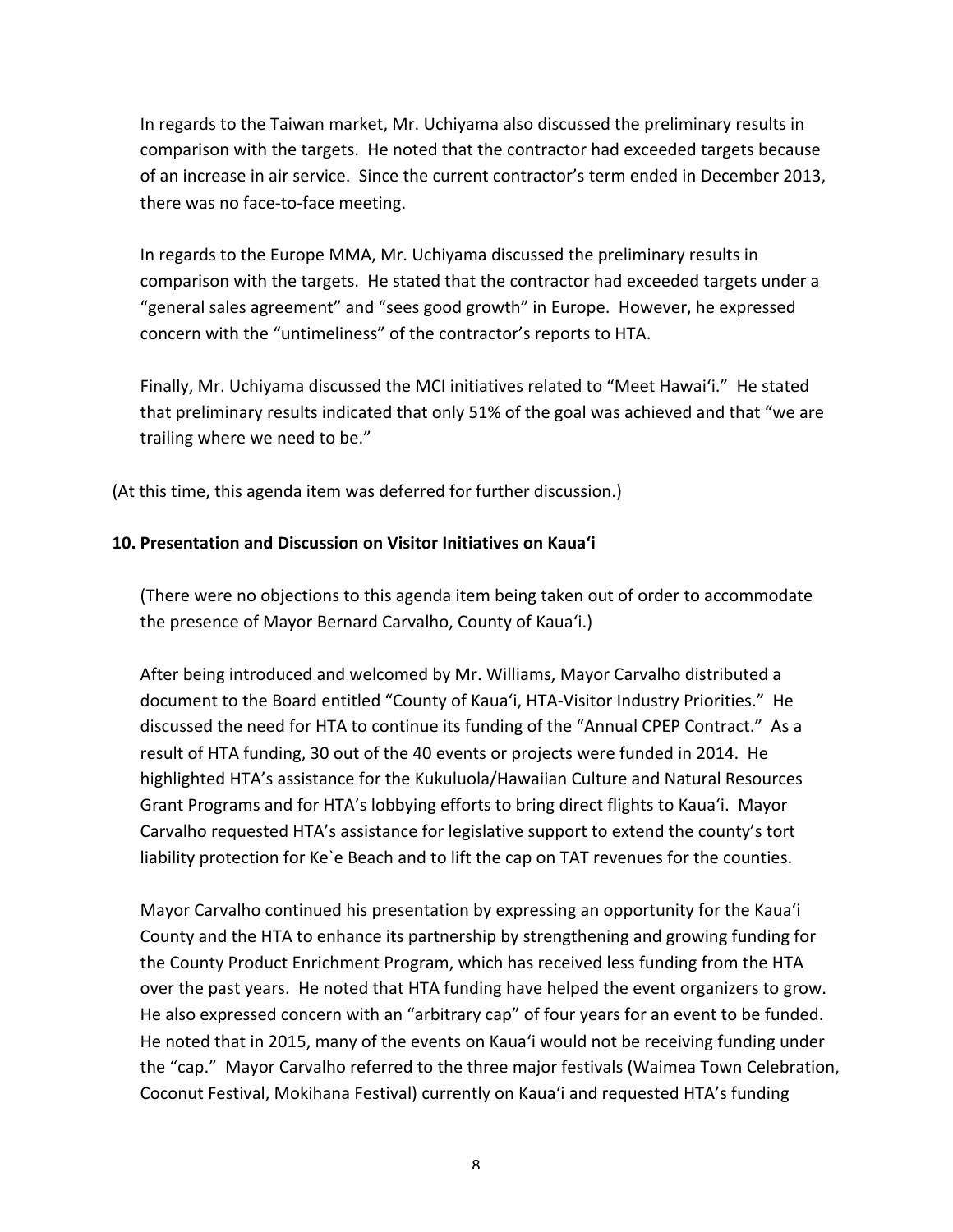In regards to the Taiwan market, Mr. Uchiyama also discussed the preliminary results in comparison with the targets. He noted that the contractor had exceeded targets because of an increase in air service. Since the current contractor's term ended in December 2013, there was no face-to-face meeting.

In regards to the Europe MMA, Mr. Uchiyama discussed the preliminary results in comparison with the targets. He stated that the contractor had exceeded targets under a "general sales agreement" and "sees good growth" in Europe. However, he expressed concern with the "untimeliness" of the contractor's reports to HTA.

Finally, Mr. Uchiyama discussed the MCI initiatives related to "Meet Hawai'i." He stated that preliminary results indicated that only 51% of the goal was achieved and that "we are trailing where we need to be."

(At this time, this agenda item was deferred for further discussion.)

**10. Presentation and Discussion on Visitor Initiatives on Kaua'i**

(There were no objections to this agenda item being taken out of order to accommodate the presence of Mayor Bernard Carvalho, County of Kaua'i.)

After being introduced and welcomed by Mr. Williams, Mayor Carvalho distributed a document to the Board entitled "County of Kaua'i, HTA-Visitor Industry Priorities." He discussed the need for HTA to continue its funding of the "Annual CPEP Contract." As a result of HTA funding, 30 out of the 40 events or projects were funded in 2014. He highlighted HTA's assistance for the Kukuluola/Hawaiian Culture and Natural Resources Grant Programs and for HTA's lobbying efforts to bring direct flights to Kaua'i. Mayor Carvalho requested HTA's assistance for legislative support to extend the county's tort liability protection for Ke`e Beach and to lift the cap on TAT revenues for the counties.

Mayor Carvalho continued his presentation by expressing an opportunity for the Kaua'i County and the HTA to enhance its partnership by strengthening and growing funding for the County Product Enrichment Program, which has received less funding from the HTA over the past years. He noted that HTA funding have helped the event organizers to grow. He also expressed concern with an "arbitrary cap" of four years for an event to be funded. He noted that in 2015, many of the events on Kaua'i would not be receiving funding under the "cap." Mayor Carvalho referred to the three major festivals (Waimea Town Celebration, Coconut Festival, Mokihana Festival) currently on Kaua'i and requested HTA's funding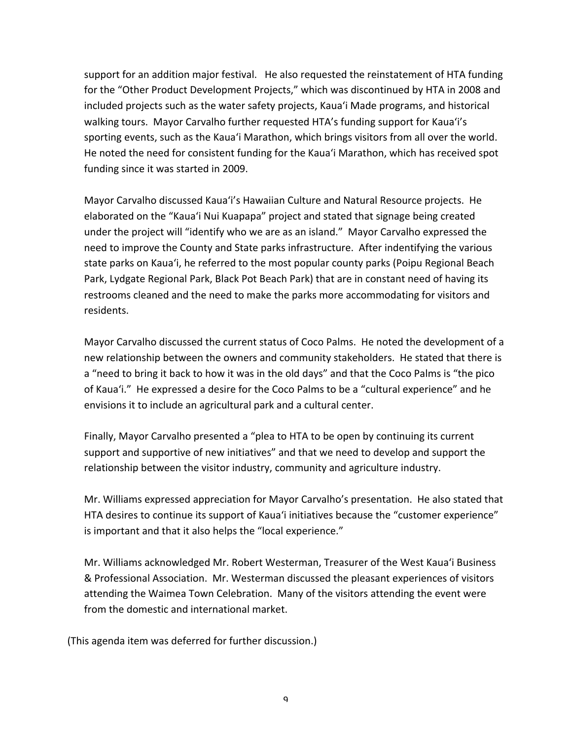support for an addition major festival. He also requested the reinstatement of HTA funding for the "Other Product Development Projects," which was discontinued by HTA in 2008 and included projects such as the water safety projects, Kaua'i Made programs, and historical walking tours. Mayor Carvalho further requested HTA's funding support for Kaua'i's sporting events, such as the Kaua'i Marathon, which brings visitors from all over the world. He noted the need for consistent funding for the Kaua'i Marathon, which has received spot funding since it was started in 2009.

Mayor Carvalho discussed Kaua'i's Hawaiian Culture and Natural Resource projects. He elaborated on the "Kaua'i Nui Kuapapa" project and stated that signage being created under the project will "identify who we are as an island." Mayor Carvalho expressed the need to improve the County and State parks infrastructure. After indentifying the various state parks on Kaua'i, he referred to the most popular county parks (Poipu Regional Beach Park, Lydgate Regional Park, Black Pot Beach Park) that are in constant need of having its restrooms cleaned and the need to make the parks more accommodating for visitors and residents.

Mayor Carvalho discussed the current status of Coco Palms. He noted the development of a new relationship between the owners and community stakeholders. He stated that there is a "need to bring it back to how it was in the old days" and that the Coco Palms is "the pico of Kaua'i." He expressed a desire for the Coco Palms to be a "cultural experience" and he envisions it to include an agricultural park and a cultural center.

Finally, Mayor Carvalho presented a "plea to HTA to be open by continuing its current support and supportive of new initiatives" and that we need to develop and support the relationship between the visitor industry, community and agriculture industry.

Mr. Williams expressed appreciation for Mayor Carvalho's presentation. He also stated that HTA desires to continue its support of Kaua'i initiatives because the "customer experience" is important and that it also helps the "local experience."

Mr. Williams acknowledged Mr. Robert Westerman, Treasurer of the West Kaua'i Business & Professional Association. Mr. Westerman discussed the pleasant experiences of visitors attending the Waimea Town Celebration. Many of the visitors attending the event were from the domestic and international market.

(This agenda item was deferred for further discussion.)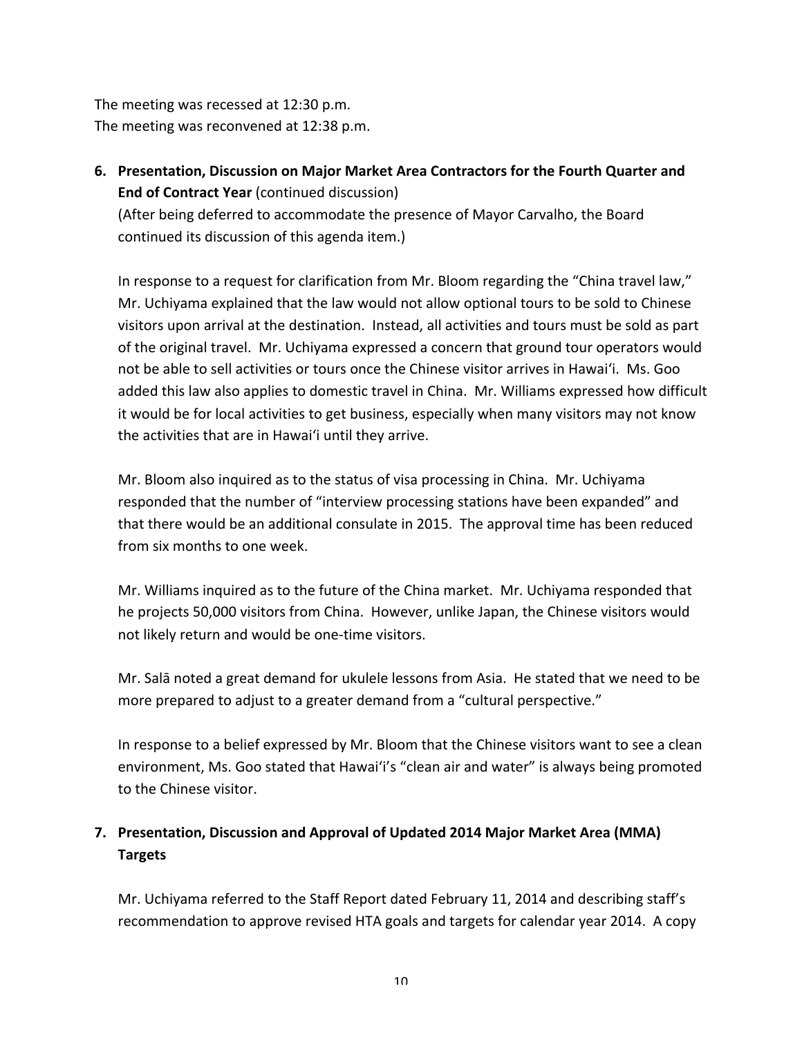The meeting was recessed at 12:30 p.m.
The meeting was reconvened at 12:38 p.m.

**6. Presentation, Discussion on Major Market Area Contractors for the Fourth Quarter and End of Contract Year** (continued discussion)

(After being deferred to accommodate the presence of Mayor Carvalho, the Board continued its discussion of this agenda item.)

In response to a request for clarification from Mr. Bloom regarding the "China travel law," Mr. Uchiyama explained that the law would not allow optional tours to be sold to Chinese visitors upon arrival at the destination. Instead, all activities and tours must be sold as part of the original travel. Mr. Uchiyama expressed a concern that ground tour operators would not be able to sell activities or tours once the Chinese visitor arrives in Hawai'i. Ms. Goo added this law also applies to domestic travel in China. Mr. Williams expressed how difficult it would be for local activities to get business, especially when many visitors may not know the activities that are in Hawai'i until they arrive.

Mr. Bloom also inquired as to the status of visa processing in China. Mr. Uchiyama responded that the number of "interview processing stations have been expanded" and that there would be an additional consulate in 2015. The approval time has been reduced from six months to one week.

Mr. Williams inquired as to the future of the China market. Mr. Uchiyama responded that he projects 50,000 visitors from China. However, unlike Japan, the Chinese visitors would not likely return and would be one-time visitors.

Mr. Salā noted a great demand for ukulele lessons from Asia. He stated that we need to be more prepared to adjust to a greater demand from a "cultural perspective."

In response to a belief expressed by Mr. Bloom that the Chinese visitors want to see a clean environment, Ms. Goo stated that Hawai'i's "clean air and water" is always being promoted to the Chinese visitor.

**7. Presentation, Discussion and Approval of Updated 2014 Major Market Area (MMA) Targets**

Mr. Uchiyama referred to the Staff Report dated February 11, 2014 and describing staff's recommendation to approve revised HTA goals and targets for calendar year 2014. A copy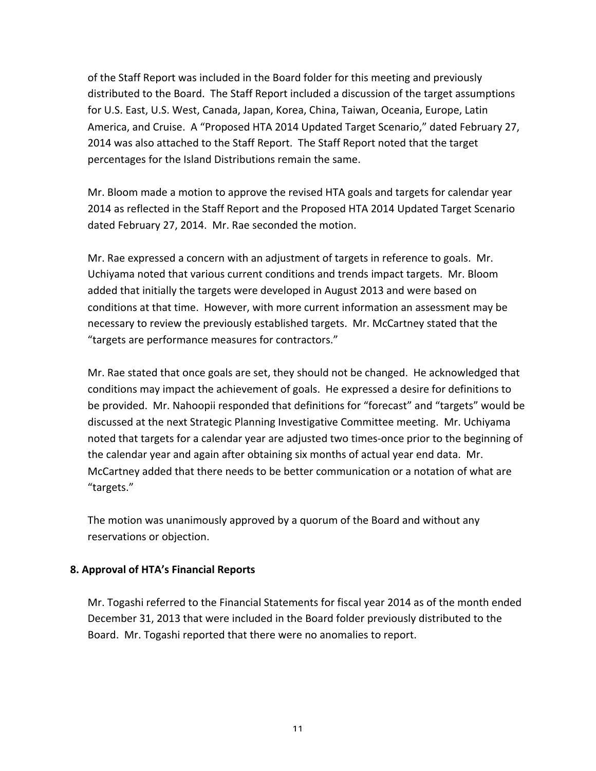of the Staff Report was included in the Board folder for this meeting and previously distributed to the Board. The Staff Report included a discussion of the target assumptions for U.S. East, U.S. West, Canada, Japan, Korea, China, Taiwan, Oceania, Europe, Latin America, and Cruise. A "Proposed HTA 2014 Updated Target Scenario," dated February 27, 2014 was also attached to the Staff Report. The Staff Report noted that the target percentages for the Island Distributions remain the same.

Mr. Bloom made a motion to approve the revised HTA goals and targets for calendar year 2014 as reflected in the Staff Report and the Proposed HTA 2014 Updated Target Scenario dated February 27, 2014. Mr. Rae seconded the motion.

Mr. Rae expressed a concern with an adjustment of targets in reference to goals. Mr. Uchiyama noted that various current conditions and trends impact targets. Mr. Bloom added that initially the targets were developed in August 2013 and were based on conditions at that time. However, with more current information an assessment may be necessary to review the previously established targets. Mr. McCartney stated that the "targets are performance measures for contractors."

Mr. Rae stated that once goals are set, they should not be changed. He acknowledged that conditions may impact the achievement of goals. He expressed a desire for definitions to be provided. Mr. Nahoopii responded that definitions for "forecast" and "targets" would be discussed at the next Strategic Planning Investigative Committee meeting. Mr. Uchiyama noted that targets for a calendar year are adjusted two times-once prior to the beginning of the calendar year and again after obtaining six months of actual year end data. Mr. McCartney added that there needs to be better communication or a notation of what are "targets."

The motion was unanimously approved by a quorum of the Board and without any reservations or objection.

**8. Approval of HTA's Financial Reports**

Mr. Togashi referred to the Financial Statements for fiscal year 2014 as of the month ended December 31, 2013 that were included in the Board folder previously distributed to the Board. Mr. Togashi reported that there were no anomalies to report.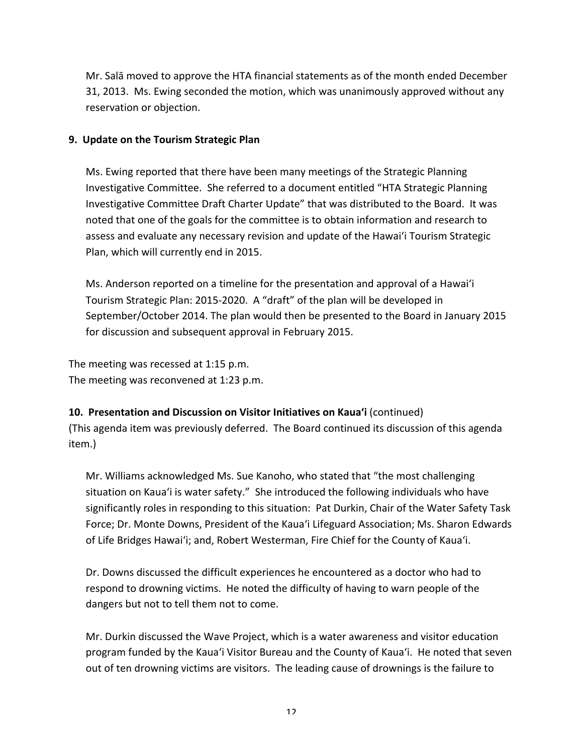Mr. Salā moved to approve the HTA financial statements as of the month ended December 31, 2013. Ms. Ewing seconded the motion, which was unanimously approved without any reservation or objection.

**9. Update on the Tourism Strategic Plan**

Ms. Ewing reported that there have been many meetings of the Strategic Planning Investigative Committee. She referred to a document entitled "HTA Strategic Planning Investigative Committee Draft Charter Update" that was distributed to the Board. It was noted that one of the goals for the committee is to obtain information and research to assess and evaluate any necessary revision and update of the Hawai'i Tourism Strategic Plan, which will currently end in 2015.

Ms. Anderson reported on a timeline for the presentation and approval of a Hawai'i Tourism Strategic Plan: 2015-2020. A "draft" of the plan will be developed in September/October 2014. The plan would then be presented to the Board in January 2015 for discussion and subsequent approval in February 2015.

The meeting was recessed at 1:15 p.m.
The meeting was reconvened at 1:23 p.m.

**10. Presentation and Discussion on Visitor Initiatives on Kaua'i** (continued)
(This agenda item was previously deferred. The Board continued its discussion of this agenda item.)

Mr. Williams acknowledged Ms. Sue Kanoho, who stated that "the most challenging situation on Kaua'i is water safety." She introduced the following individuals who have significantly roles in responding to this situation: Pat Durkin, Chair of the Water Safety Task Force; Dr. Monte Downs, President of the Kaua'i Lifeguard Association; Ms. Sharon Edwards of Life Bridges Hawai'i; and, Robert Westerman, Fire Chief for the County of Kaua'i.

Dr. Downs discussed the difficult experiences he encountered as a doctor who had to respond to drowning victims. He noted the difficulty of having to warn people of the dangers but not to tell them not to come.

Mr. Durkin discussed the Wave Project, which is a water awareness and visitor education program funded by the Kaua'i Visitor Bureau and the County of Kaua'i. He noted that seven out of ten drowning victims are visitors. The leading cause of drownings is the failure to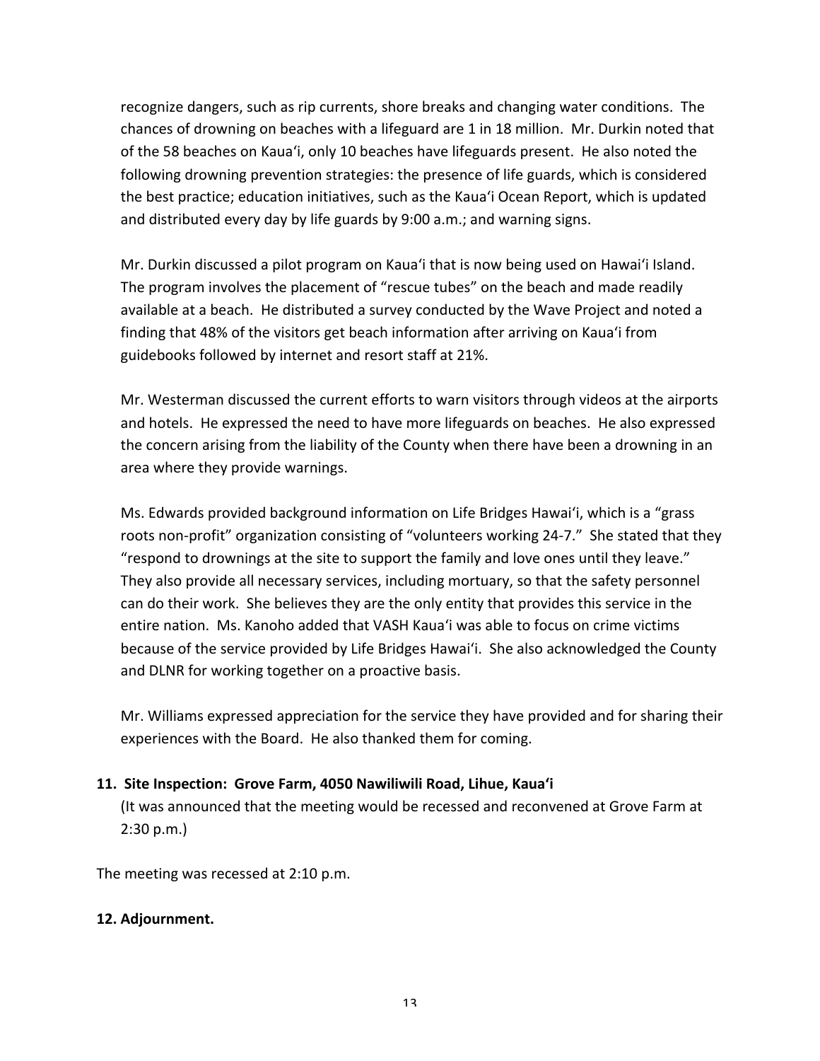recognize dangers, such as rip currents, shore breaks and changing water conditions. The chances of drowning on beaches with a lifeguard are 1 in 18 million. Mr. Durkin noted that of the 58 beaches on Kaua'i, only 10 beaches have lifeguards present. He also noted the following drowning prevention strategies: the presence of life guards, which is considered the best practice; education initiatives, such as the Kaua'i Ocean Report, which is updated and distributed every day by life guards by 9:00 a.m.; and warning signs.

Mr. Durkin discussed a pilot program on Kaua'i that is now being used on Hawai'i Island. The program involves the placement of "rescue tubes" on the beach and made readily available at a beach. He distributed a survey conducted by the Wave Project and noted a finding that 48% of the visitors get beach information after arriving on Kaua'i from guidebooks followed by internet and resort staff at 21%.

Mr. Westerman discussed the current efforts to warn visitors through videos at the airports and hotels. He expressed the need to have more lifeguards on beaches. He also expressed the concern arising from the liability of the County when there have been a drowning in an area where they provide warnings.

Ms. Edwards provided background information on Life Bridges Hawai'i, which is a "grass roots non-profit" organization consisting of "volunteers working 24-7." She stated that they "respond to drownings at the site to support the family and love ones until they leave." They also provide all necessary services, including mortuary, so that the safety personnel can do their work. She believes they are the only entity that provides this service in the entire nation. Ms. Kanoho added that VASH Kaua'i was able to focus on crime victims because of the service provided by Life Bridges Hawai'i. She also acknowledged the County and DLNR for working together on a proactive basis.

Mr. Williams expressed appreciation for the service they have provided and for sharing their experiences with the Board. He also thanked them for coming.

**11. Site Inspection: Grove Farm, 4050 Nawiliwili Road, Lihue, Kaua'i**

(It was announced that the meeting would be recessed and reconvened at Grove Farm at 2:30 p.m.)

The meeting was recessed at 2:10 p.m.

**12. Adjournment.**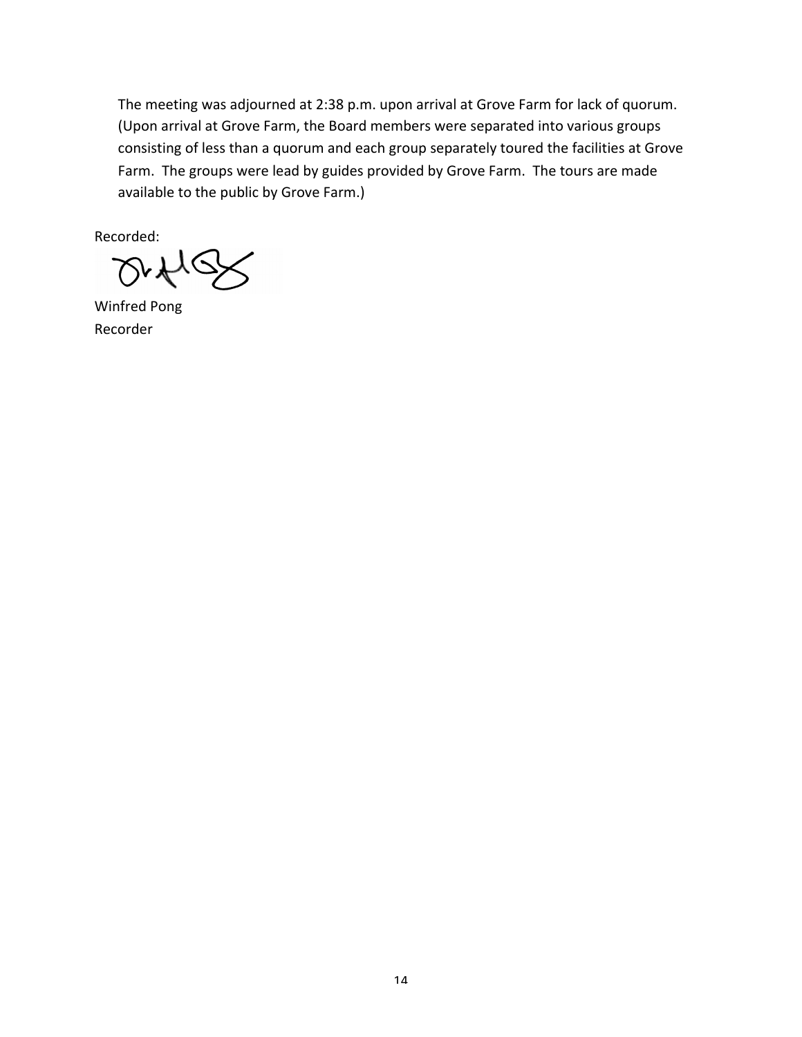The meeting was adjourned at 2:38 p.m. upon arrival at Grove Farm for lack of quorum. (Upon arrival at Grove Farm, the Board members were separated into various groups consisting of less than a quorum and each group separately toured the facilities at Grove Farm. The groups were lead by guides provided by Grove Farm. The tours are made available to the public by Grove Farm.)

Recorded:

Winfred Pong
Recorder